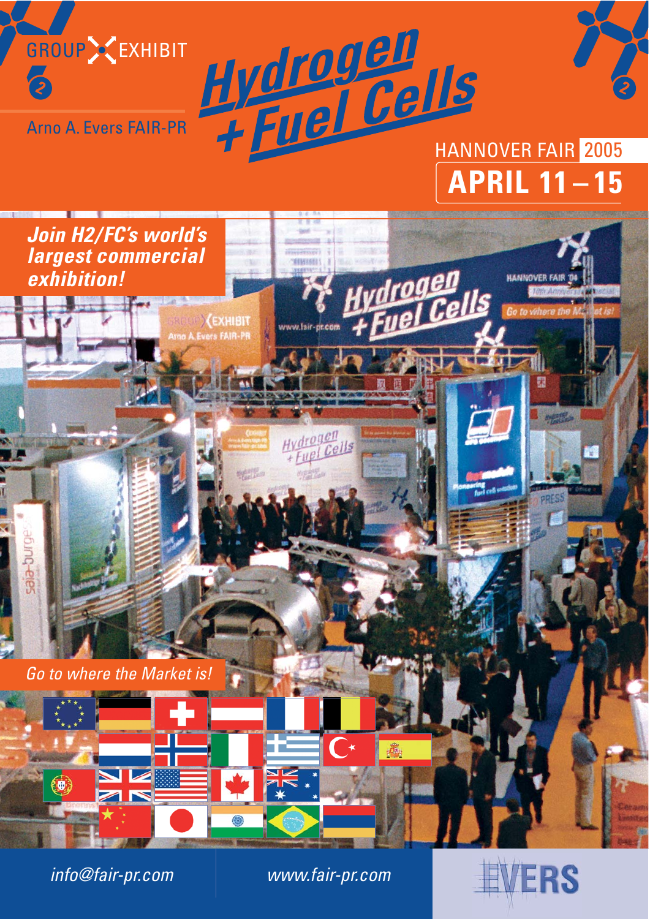GROUP EXHIBIT

Arno A. Evers FAIR-PR

# Hydrogen + Fuel Cells

HANNOVER FAIR 2005

## APRIL 11 – 15

***Join H2/FC's world's largest commercial exhibition!***

*Go to where the Market is!*

*info@fair-pr.com*

*www.fair-pr.com*

EVERS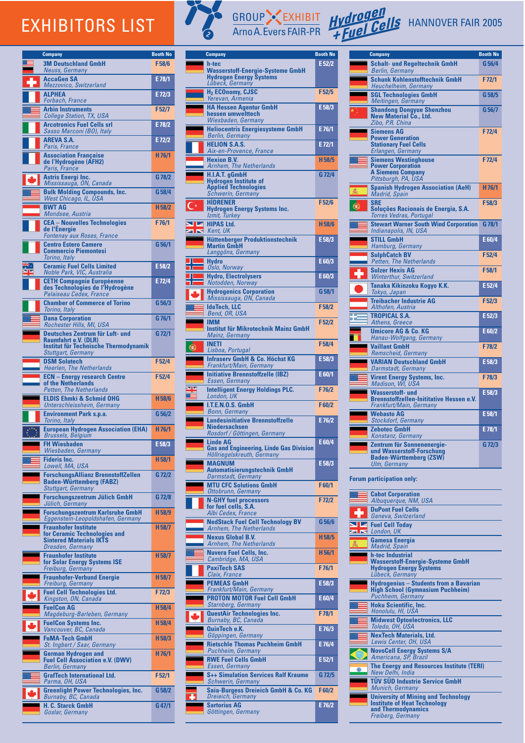# EXHIBITORS LIST

GROUP EXHIBIT
Arno A. Evers FAIR-PR

Hydrogen + Fuel Cells — HANNOVER FAIR 2005

| Company | Booth No |
|---|---|
| **3M Deutschland GmbH** *Neuss, Germany* | F 58/6 |
| **AccaGen SA** *Mezzovico, Switzerland* | E 78/1 |
| **ALPHEA** *Forbach, France* | E 72/3 |
| **Arbin Instruments** *College Station, TX, USA* | F52/7 |
| **Arcotronics Fuel Cells srl** *Sasso Marconi (BO), Italy* | E 78/2 |
| **AREVA S.A.S.** *Paris, France* | E 72/2 |
| **Association Française de l'Hydrogène (AFH2)** *Paris, France* | H 76/1 |
| **Astris Energi Inc.** *Mississauga, ON, Canada* | G 78/2 |
| **Bulk Molding Compounds, Inc.** *West Chicago, IL, USA* | G 58/4 |
| **BWT AG** *Mondsee, Austria* | H 58/2 |
| **CEA – Nouvelles Technologies de l'Énergie** *Fontenay aux Roses, France* | F 76/1 |
| **Centro Estero Camere Commercio Piemontesi** *Torino, Italy* | G 56/1 |
| **Ceramic Fuel Cells Limited** *Noble Park, VIC, Australia* | E 58/2 |
| **CETH Compagnie Européenne des Technologies de l'Hydrogène** *Palaiseau Cedex, France* | E 72/4 |
| **Chamber of Commerce of Torino** *Torino, Italy* | G 56/3 |
| **Dana Corporation** *Rochester Hills, MI, USA* | G 76/1 |
| **Deutsches Zentrum für Luft- und Raumfahrt e.V. (DLR) Institut für Technische Thermodynamik** *Stuttgart, Germany* | G 72/1 |
| **DSM Solutech** *Heerlen, The Netherlands* | F52/4 |
| **ECN – Energy research Centre of the Netherlands** *Petten, The Netherlands* | F52/4 |
| **ELDIS Ehmki & Schmid OHG** *Unterschleissheim, Germany* | H 58/6 |
| **Environment Park s.p.a.** *Torino, Italy* | G 56/2 |
| **European Hydrogen Association (EHA)** *Brussels, Belgium* | H 76/1 |
| **FH Wiesbaden** *Wiesbaden, Germany* | E 58/3 |
| **Fideris Inc.** *Lowell, MA, USA* | H 58/1 |
| **ForschungsAllianz BrennstoffZellen Baden-Württemberg (FABZ)** *Stuttgart, Germany* | G 72/2 |
| **Forschungszentrum Jülich GmbH** *Jülich, Germany* | G 72/8 |
| **Forschungszentrum Karlsruhe GmbH** *Eggenstein-Leopoldshafen, Germany* | H 58/9 |
| **Fraunhofer Institute for Ceramic Technologies and Sintered Materials IKTS** *Dresden, Germany* | H 58/7 |
| **Fraunhofer Institute for Solar Energy Systems ISE** *Freiburg, Germany* | H 58/7 |
| **Fraunhofer-Verbund Energie** *Freiburg, Germany* | H 58/7 |
| **Fuel Cell Technologies Ltd.** *Kingston, ON, Canada* | F72/3 |
| **FuelCon AG** *Magdeburg-Barleben, Germany* | H 58/4 |
| **FuelCon Systems Inc.** *Vancouver, BC, Canada* | H 58/4 |
| **FuMA-Tech GmbH** *St. Ingbert / Saar, Germany* | H 58/3 |
| **German Hydrogen and Fuel Cell Association e.V. (DWV)** *Berlin, Germany* | H 76/1 |
| **GrafTech International Ltd.** *Parma, OH, USA* | F52/1 |
| **Greenlight Power Technologies, Inc.** *Burnaby, BC, Canada* | G 58/2 |
| **H. C. Starck GmbH** *Goslar, Germany* | G 47/1 |
| **h-tec Wasserstoff-Energie-Systeme GmbH Hydrogen Energy Systems** *Lübeck, Germany* | E 52/2 |
| **$H_2$ ECOnomy, CJSC** *Yerevan, Armenia* | F 52/5 |
| **HA Hessen Agentur GmbH hessen umwelttech** *Wiesbaden, Germany* | E 58/3 |
| **Heliocentris Energiesysteme GmbH** *Berlin, Germany* | E 76/1 |
| **HELION S.A.S.** *Aix-en-Provence, France* | E 72/1 |
| **Hexion B.V.** *Arnhem, The Netherlands* | H 58/5 |
| **H.I.A.T. gGmbH Hydrogen Institute of Applied Technologies** *Schwerin, Germany* | G 72/4 |
| **HIDRENER Hydrogen Energy Systems Inc.** *Izmit, Turkey* | F52/6 |
| **HIPAS Ltd.** *Kent, UK* | H 58/6 |
| **Hüttenberger Produktionstechnik Martin GmbH** *Langgöns, Germany* | E 58/3 |
| **Hydro** *Oslo, Norway* | E 60/3 |
| **Hydro, Electrolysers** *Notodden, Norway* | E 60/3 |
| **Hydrogenics Corporation** *Mississauga, ON, Canada* | G 58/1 |
| **IdaTech, LLC** *Bend, OR, USA* | F 58/2 |
| **IMM Institut für Mikrotechnik Mainz GmbH** *Mainz, Germany* | F 52/2 |
| **INETI** *Lisboa, Portugal* | F 58/4 |
| **Infraserv GmbH & Co. Höchst KG** *Frankfurt/Main, Germany* | E 58/3 |
| **Initiative Brennstoffzelle (IBZ)** *Essen, Germany* | E 60/1 |
| **Intelligent Energy Holdings PLC.** *London, UK* | F 76/2 |
| **I.T.E.N.O.S. GmbH** *Bonn, Germany* | F 60/2 |
| **Landesinitiative Brennstoffzelle Niedersachsen** *Rosdorf / Göttingen, Germany* | E 76/2 |
| **Linde AG Gas and Engineering, Linde Gas Division** *Höllriegelskreuth, Germany* | E 60/4 |
| **MAGNUM Automatisierungstechnik GmbH** *Darmstadt, Germany* | E 58/3 |
| **MTU CFC Solutions GmbH** *Ottobrunn, Germany* | F 60/1 |
| **N-GHY fuel processors for fuel cells, S.A.** *Albi Cedex, France* | F 72/2 |
| **NedStack Fuel Cell Technology BV** *Arnhem, The Netherlands* | G 56/6 |
| **Nexus Global B.V.** *Arnhem, The Netherlands* | H 58/5 |
| **Nuvera Fuel Cells, Inc.** *Cambridge, MA, USA* | H 56/1 |
| **PaxiTech SAS** *Claix, France* | F 76/1 |
| **PEMEAS GmbH** *Frankfurt/Main, Germany* | E 58/3 |
| **PROTON MOTOR Fuel Cell GmbH** *Starnberg, Germany* | E 60/4 |
| **QuestAir Technologies Inc.** *Burnaby, BC, Canada* | F 78/1 |
| **QuinTech e.K.** *Göppingen, Germany* | E 76/3 |
| **Rietschle Thomas Puchheim GmbH** *Puchheim, Germany* | E 76/4 |
| **RWE Fuel Cells GmbH** *Essen, Germany* | E 52/1 |
| **S++ Simulation Services Ralf Kraume** *Schwerin, Germany* | G 72/5 |
| **Saia-Burgess Dreieich GmbH & Co. KG** *Dreieich, Germany* | F 60/2 |
| **Sartorius AG** *Göttingen, Germany* | E 76/2 |
| **Schalt- und Regeltechnik GmbH** *Berlin, Germany* | G 56/4 |
| **Schunk Kohlenstofftechnik GmbH** *Heuchelheim, Germany* | F72/1 |
| **SGL Technologies GmbH** *Meitingen, Germany* | G 58/5 |
| **Shandong Dongyue Shenzhou New Material Co., Ltd.** *Zibo, P.R. China* | G 56/7 |
| **Siemens AG Power Generation Stationary Fuel Cells** *Erlangen, Germany* | F72/4 |
| **Siemens Westinghouse Power Corporation A Siemens Company** *Pittsburgh, PA, USA* | F72/4 |
| **Spanish Hydrogen Association (AeH)** *Madrid, Spain* | H 76/1 |
| **SRE Soluções Racionais de Energia, S.A.** *Torres Vedras, Portugal* | F 58/3 |
| **Stewart Warner South Wind Corporation** *Indianapolis, IN, USA* | G 78/1 |
| **STILL GmbH** *Hamburg, Germany* | E 60/4 |
| **SulphCatch BV** *Petten, The Netherlands* | F52/4 |
| **Sulzer Hexis AG** *Winterthur, Switzerland* | F58/1 |
| **Tanaka Kikinzoku Kogyo K.K.** *Tokyo, Japan* | E 52/4 |
| **Treibacher Industrie AG** *Althofen, Austria* | F52/3 |
| **TROPICAL S.A.** *Athens, Greece* | E 52/3 |
| **Umicore AG & Co. KG** *Hanau-Wolfgang, Germany* | E 60/2 |
| **Vaillant GmbH** *Remscheid, Germany* | F 78/2 |
| **VARIAN Deutschland GmbH** *Darmstadt, Germany* | E 58/3 |
| **Virent Energy Systems, Inc.** *Madison, WI, USA* | F 78/3 |
| **Wasserstoff- und Brennstoffzellen-Initiative Hessen e.V.** *Frankfurt/Main, Germany* | E 58/3 |
| **Webasto AG** *Stockdorf, Germany* | E 58/1 |
| **Zebotec GmbH** *Konstanz, Germany* | E 78/1 |
| **Zentrum für Sonnenenergie- und Wasserstoff-Forschung Baden-Württemberg (ZSW)** *Ulm, Germany* | G 72/3 |

**Forum participation only:**

- **Cabot Corporation** *Albuquerque, NM, USA*
- **DuPont Fuel Cells** *Geneva, Switzerland*
- **Fuel Cell Today** *London, UK*
- **Gamesa Energia** *Madrid, Spain*
- **h-tec Industrial Wasserstoff-Energie-Systeme GmbH Hydrogen Energy Systems** *Lübeck, Germany*
- **Hydrogenius – Students from a Bavarian High School (Gymnasium Puchheim)** *Puchheim, Germany*
- **Hoku Scientific, Inc.** *Honolulu, HI, USA*
- **Midwest Optoelectronics, LLC** *Toledo, OH, USA*
- **NexTech Materials, Ltd.** *Lewis Center, OH, USA*
- **NovoCell Energy Systems S/A** *Americana, SP, Brazil*
- **The Energy and Resources Institute (TERI)** *New Delhi, India*
- **TÜV SÜD Industrie Service GmbH** *Munich, Germany*
- **University of Mining and Technology Institute of Heat Technology and Thermodynamics** *Freiberg, Germany*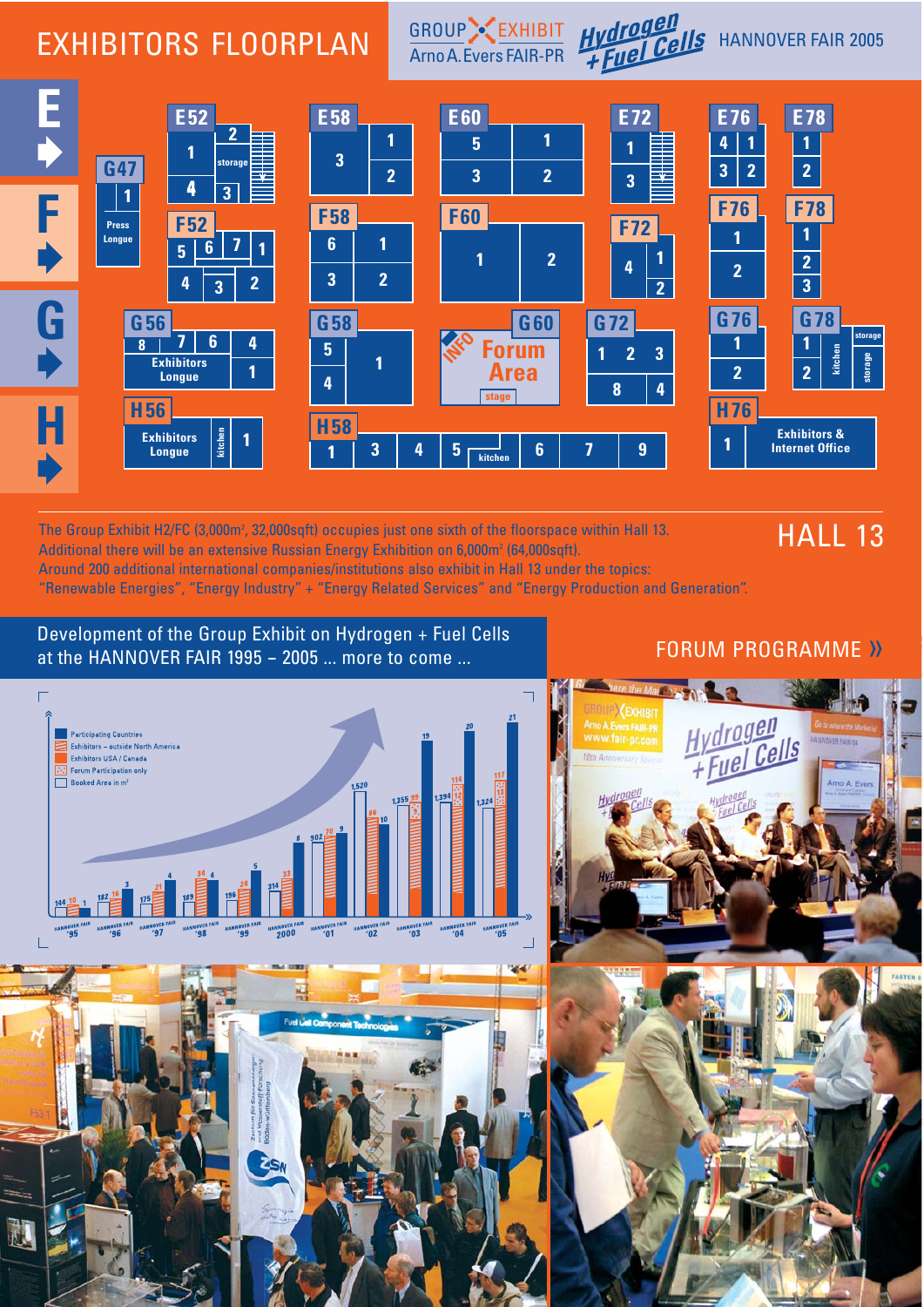# EXHIBITORS FLOORPLAN

GROUP EXHIBIT Arno A. Evers FAIR-PR

Hydrogen + Fuel Cells

HANNOVER FAIR 2005

E52 · E58 · E60 · E72 · E76 · E78
G47 (Press Longue)
F52 · F58 · F60 · F72 · F76 · F78
G56 (Exhibitors Longue) · G58 · G60 (INFO, Forum Area, stage) · G72 · G76 · G78 (kitchen, storage)
H56 (Exhibitors Longue, kitchen) · H58 (kitchen) · H76 (Exhibitors & Internet Office)

## HALL 13

The Group Exhibit H2/FC (3,000m², 32,000sqft) occupies just one sixth of the floorspace within Hall 13.
Additional there will be an extensive Russian Energy Exhibition on 6,000m² (64,000sqft).
Around 200 additional international companies/institutions also exhibit in Hall 13 under the topics:
"Renewable Energies", "Energy Industry" + "Energy Related Services" and "Energy Production and Generation".

## Development of the Group Exhibit on Hydrogen + Fuel Cells at the HANNOVER FAIR 1995 – 2005 ... more to come ...

Legend: Participating Countries; Exhibitors – outside North America; Exhibitors USA / Canada; Forum Participation only; Booked Area in m²

| HANNOVER FAIR | Booked Area in m² | Exhibitors – outside North America | Exhibitors USA / Canada | Participating Countries |
|---|---|---|---|---|
| '95 | 144 | 10 | | 1 |
| '96 | 182 | 16 | | 3 |
| '97 | 175 | 21 | | 4 |
| '98 | 189 | 34 | | 4 |
| '99 | 196 | 24 | | 5 |
| 2000 | 314 | 33 | | 8 |
| '01 | 902 | 70 | | 9 |
| '02 | 1,520 | 86 | 10 | |
| '03 | 1,355 | 99 | | 19 |
| '04 | 1,394 | 114 | 12 | 20 |
| '05 | 1,324 | 117 | 13 | 21 |

## FORUM PROGRAMME »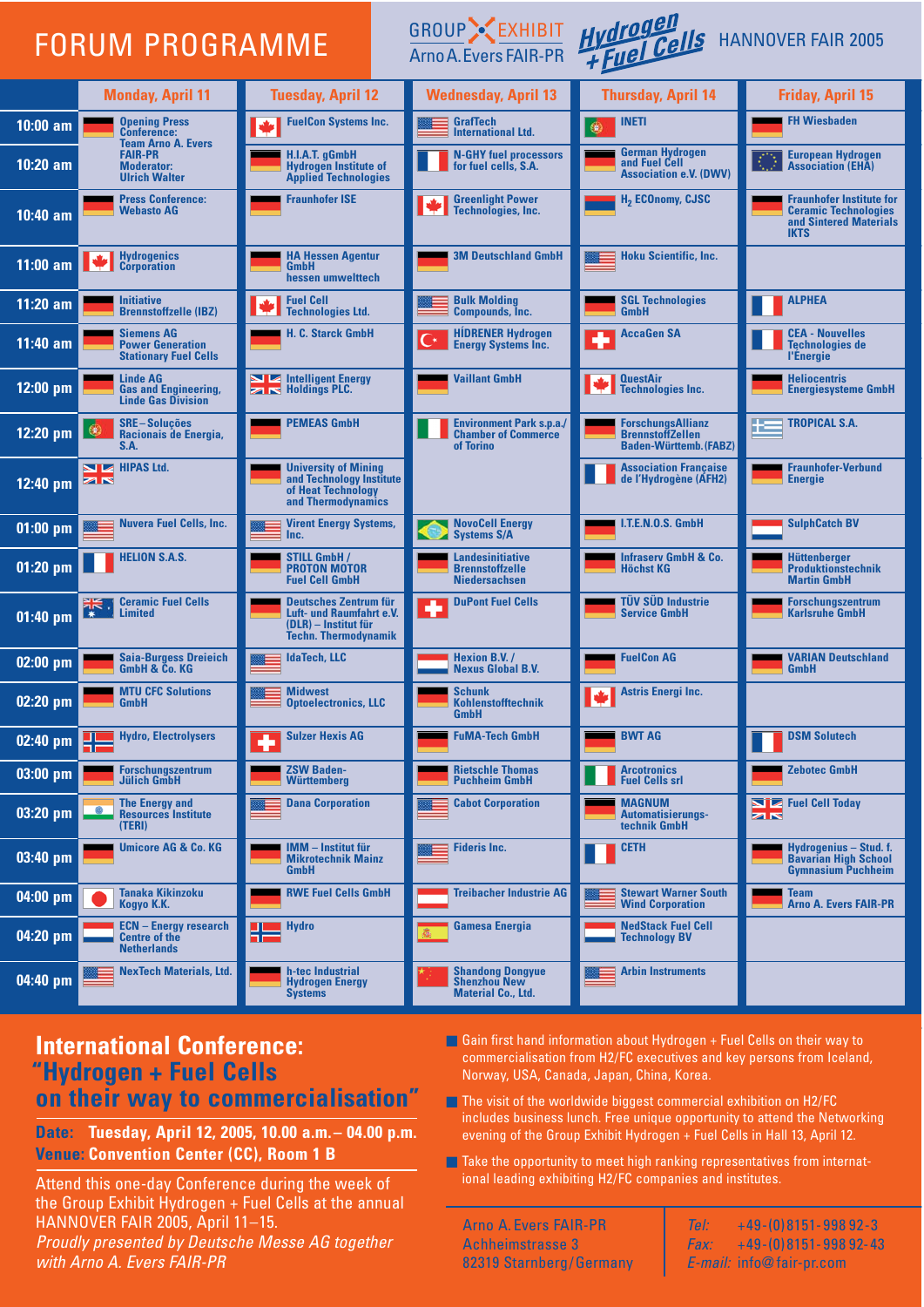# FORUM PROGRAMME

GROUP EXHIBIT Hydrogen + Fuel Cells — Arno A. Evers FAIR-PR — HANNOVER FAIR 2005

| | Monday, April 11 | Tuesday, April 12 | Wednesday, April 13 | Thursday, April 14 | Friday, April 15 |
|---|---|---|---|---|---|
| 10:00 am | Opening Press Conference: Team Arno A. Evers FAIR-PR Moderator: Ulrich Walter | FuelCon Systems Inc. | GrafTech International Ltd. | INETI | FH Wiesbaden |
| 10:20 am | | H.I.A.T. gGmbH Hydrogen Institute of Applied Technologies | N-GHY fuel processors for fuel cells, S.A. | German Hydrogen and Fuel Cell Association e.V. (DWV) | European Hydrogen Association (EHA) |
| 10:40 am | Press Conference: Webasto AG | Fraunhofer ISE | Greenlight Power Technologies, Inc. | $H_2$ ECOnomy, CJSC | Fraunhofer Institute for Ceramic Technologies and Sintered Materials IKTS |
| 11:00 am | Hydrogenics Corporation | HA Hessen Agentur GmbH hessen umwelttech | 3M Deutschland GmbH | Hoku Scientific, Inc. | |
| 11:20 am | Initiative Brennstoffzelle (IBZ) | Fuel Cell Technologies Ltd. | Bulk Molding Compounds, Inc. | SGL Technologies GmbH | ALPHEA |
| 11:40 am | Siemens AG Power Generation Stationary Fuel Cells | H. C. Starck GmbH | HİDRENER Hydrogen Energy Systems Inc. | AccaGen SA | CEA - Nouvelles Technologies de l'Energie |
| 12:00 pm | Linde AG Gas and Engineering, Linde Gas Division | Intelligent Energy Holdings PLC. | Vaillant GmbH | QuestAir Technologies Inc. | Heliocentris Energiesysteme GmbH |
| 12:20 pm | SRE – Soluções Racionais de Energia, S.A. | PEMEAS GmbH | Environment Park s.p.a./ Chamber of Commerce of Torino | ForschungsAllianz BrennstoffZellen Baden-Württemb. (FABZ) | TROPICAL S.A. |
| 12:40 pm | HIPAS Ltd. | University of Mining and Technology Institute of Heat Technology and Thermodynamics | | Association Française de l'Hydrogène (AFH2) | Fraunhofer-Verbund Energie |
| 01:00 pm | Nuvera Fuel Cells, Inc. | Virent Energy Systems, Inc. | NovoCell Energy Systems S/A | I.T.E.N.O.S. GmbH | SulphCatch BV |
| 01:20 pm | HELION S.A.S. | STILL GmbH / PROTON MOTOR Fuel Cell GmbH | Landesinitiative Brennstoffzelle Niedersachsen | Infraserv GmbH & Co. Höchst KG | Hüttenberger Produktionstechnik Martin GmbH |
| 01:40 pm | Ceramic Fuel Cells Limited | Deutsches Zentrum für Luft- und Raumfahrt e.V. (DLR) – Institut für Techn. Thermodynamik | DuPont Fuel Cells | TÜV SÜD Industrie Service GmbH | Forschungszentrum Karlsruhe GmbH |
| 02:00 pm | Saia-Burgess Dreieich GmbH & Co. KG | IdaTech, LLC | Hexion B.V. / Nexus Global B.V. | FuelCon AG | VARIAN Deutschland GmbH |
| 02:20 pm | MTU CFC Solutions GmbH | Midwest Optoelectronics, LLC | Schunk Kohlenstofftechnik GmbH | Astris Energi Inc. | |
| 02:40 pm | Hydro, Electrolysers | Sulzer Hexis AG | FuMA-Tech GmbH | BWT AG | DSM Solutech |
| 03:00 pm | Forschungszentrum Jülich GmbH | ZSW Baden-Württemberg | Rietschle Thomas Puchheim GmbH | Arcotronics Fuel Cells srl | Zebotec GmbH |
| 03:20 pm | The Energy and Resources Institute (TERI) | Dana Corporation | Cabot Corporation | MAGNUM Automatisierungs-technik GmbH | Fuel Cell Today |
| 03:40 pm | Umicore AG & Co. KG | IMM – Institut für Mikrotechnik Mainz GmbH | Fideris Inc. | CETH | Hydrogenius – Stud. f. Bavarian High School Gymnasium Puchheim |
| 04:00 pm | Tanaka Kikinzoku Kogyo K.K. | RWE Fuel Cells GmbH | Treibacher Industrie AG | Stewart Warner South Wind Corporation | Team Arno A. Evers FAIR-PR |
| 04:20 pm | ECN – Energy research Centre of the Netherlands | Hydro | Gamesa Energia | NedStack Fuel Cell Technology BV | |
| 04:40 pm | NexTech Materials, Ltd. | h-tec Industrial Hydrogen Energy Systems | Shandong Dongyue Shenzhou New Material Co., Ltd. | Arbin Instruments | |

## International Conference: "Hydrogen + Fuel Cells on their way to commercialisation"

**Date: Tuesday, April 12, 2005, 10.00 a.m. – 04.00 p.m.**
**Venue: Convention Center (CC), Room 1 B**

Attend this one-day Conference during the week of the Group Exhibit Hydrogen + Fuel Cells at the annual HANNOVER FAIR 2005, April 11–15.
*Proudly presented by Deutsche Messe AG together with Arno A. Evers FAIR-PR*

- Gain first hand information about Hydrogen + Fuel Cells on their way to commercialisation from H2/FC executives and key persons from Iceland, Norway, USA, Canada, Japan, China, Korea.
- The visit of the worldwide biggest commercial exhibition on H2/FC includes business lunch. Free unique opportunity to attend the Networking evening of the Group Exhibit Hydrogen + Fuel Cells in Hall 13, April 12.
- Take the opportunity to meet high ranking representatives from international leading exhibiting H2/FC companies and institutes.

Arno A. Evers FAIR-PR
Achheimstrasse 3
82319 Starnberg/Germany

*Tel:* +49-(0)8151-998 92-3
*Fax:* +49-(0)8151-998 92-43
*E-mail:* info@fair-pr.com